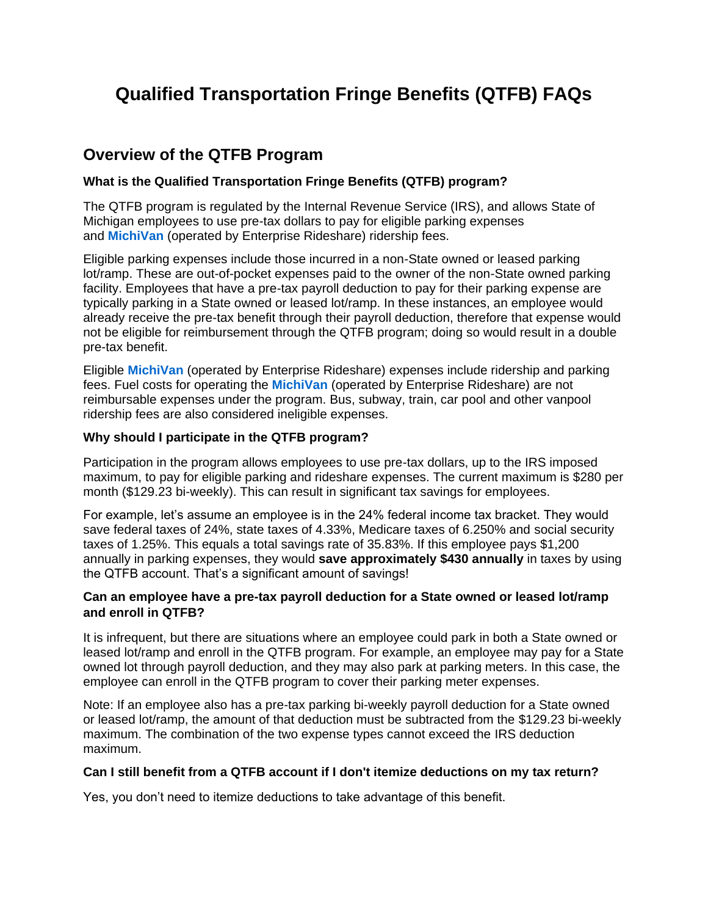# Qualified Transportation Fringe Benefits (QTFB) FAQs

## Overview of the QTFB Program

**What is the Qualified Transportation Fringe Benefits (QTFB) program?**

The QTFB program is regulated by the Internal Revenue Service (IRS), and allows State of Michigan employees to use pre-tax dollars to pay for eligible parking expenses and **MichiVan** (operated by Enterprise Rideshare) ridership fees.

Eligible parking expenses include those incurred in a non-State owned or leased parking lot/ramp. These are out-of-pocket expenses paid to the owner of the non-State owned parking facility. Employees that have a pre-tax payroll deduction to pay for their parking expense are typically parking in a State owned or leased lot/ramp. In these instances, an employee would already receive the pre-tax benefit through their payroll deduction, therefore that expense would not be eligible for reimbursement through the QTFB program; doing so would result in a double pre-tax benefit.

Eligible **MichiVan** (operated by Enterprise Rideshare) expenses include ridership and parking fees. Fuel costs for operating the **MichiVan** (operated by Enterprise Rideshare) are not reimbursable expenses under the program. Bus, subway, train, car pool and other vanpool ridership fees are also considered ineligible expenses.

**Why should I participate in the QTFB program?**

Participation in the program allows employees to use pre-tax dollars, up to the IRS imposed maximum, to pay for eligible parking and rideshare expenses. The current maximum is $280 per month ($129.23 bi-weekly). This can result in significant tax savings for employees.

For example, let's assume an employee is in the 24% federal income tax bracket. They would save federal taxes of 24%, state taxes of 4.33%, Medicare taxes of 6.250% and social security taxes of 1.25%. This equals a total savings rate of 35.83%. If this employee pays $1,200 annually in parking expenses, they would **save approximately $430 annually** in taxes by using the QTFB account. That's a significant amount of savings!

**Can an employee have a pre-tax payroll deduction for a State owned or leased lot/ramp and enroll in QTFB?**

It is infrequent, but there are situations where an employee could park in both a State owned or leased lot/ramp and enroll in the QTFB program. For example, an employee may pay for a State owned lot through payroll deduction, and they may also park at parking meters. In this case, the employee can enroll in the QTFB program to cover their parking meter expenses.

Note: If an employee also has a pre-tax parking bi-weekly payroll deduction for a State owned or leased lot/ramp, the amount of that deduction must be subtracted from the $129.23 bi-weekly maximum. The combination of the two expense types cannot exceed the IRS deduction maximum.

**Can I still benefit from a QTFB account if I don't itemize deductions on my tax return?**

Yes, you don't need to itemize deductions to take advantage of this benefit.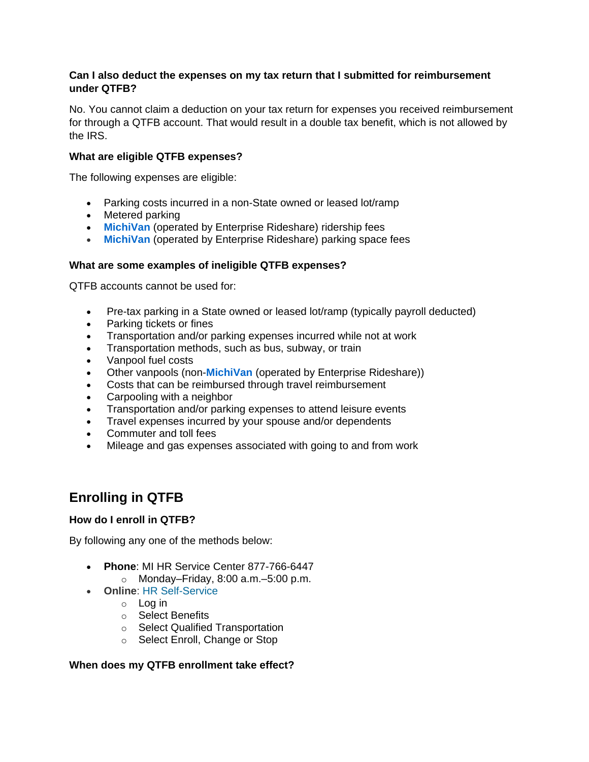**Can I also deduct the expenses on my tax return that I submitted for reimbursement under QTFB?**

No. You cannot claim a deduction on your tax return for expenses you received reimbursement for through a QTFB account. That would result in a double tax benefit, which is not allowed by the IRS.

**What are eligible QTFB expenses?**

The following expenses are eligible:

- Parking costs incurred in a non-State owned or leased lot/ramp
- Metered parking
- **MichiVan** (operated by Enterprise Rideshare) ridership fees
- **MichiVan** (operated by Enterprise Rideshare) parking space fees

**What are some examples of ineligible QTFB expenses?**

QTFB accounts cannot be used for:

- Pre-tax parking in a State owned or leased lot/ramp (typically payroll deducted)
- Parking tickets or fines
- Transportation and/or parking expenses incurred while not at work
- Transportation methods, such as bus, subway, or train
- Vanpool fuel costs
- Other vanpools (non-**MichiVan** (operated by Enterprise Rideshare))
- Costs that can be reimbursed through travel reimbursement
- Carpooling with a neighbor
- Transportation and/or parking expenses to attend leisure events
- Travel expenses incurred by your spouse and/or dependents
- Commuter and toll fees
- Mileage and gas expenses associated with going to and from work

## Enrolling in QTFB

**How do I enroll in QTFB?**

By following any one of the methods below:

- **Phone**: MI HR Service Center 877-766-6447
  - Monday–Friday, 8:00 a.m.–5:00 p.m.
- **Online**: HR Self-Service
  - Log in
  - Select Benefits
  - Select Qualified Transportation
  - Select Enroll, Change or Stop

**When does my QTFB enrollment take effect?**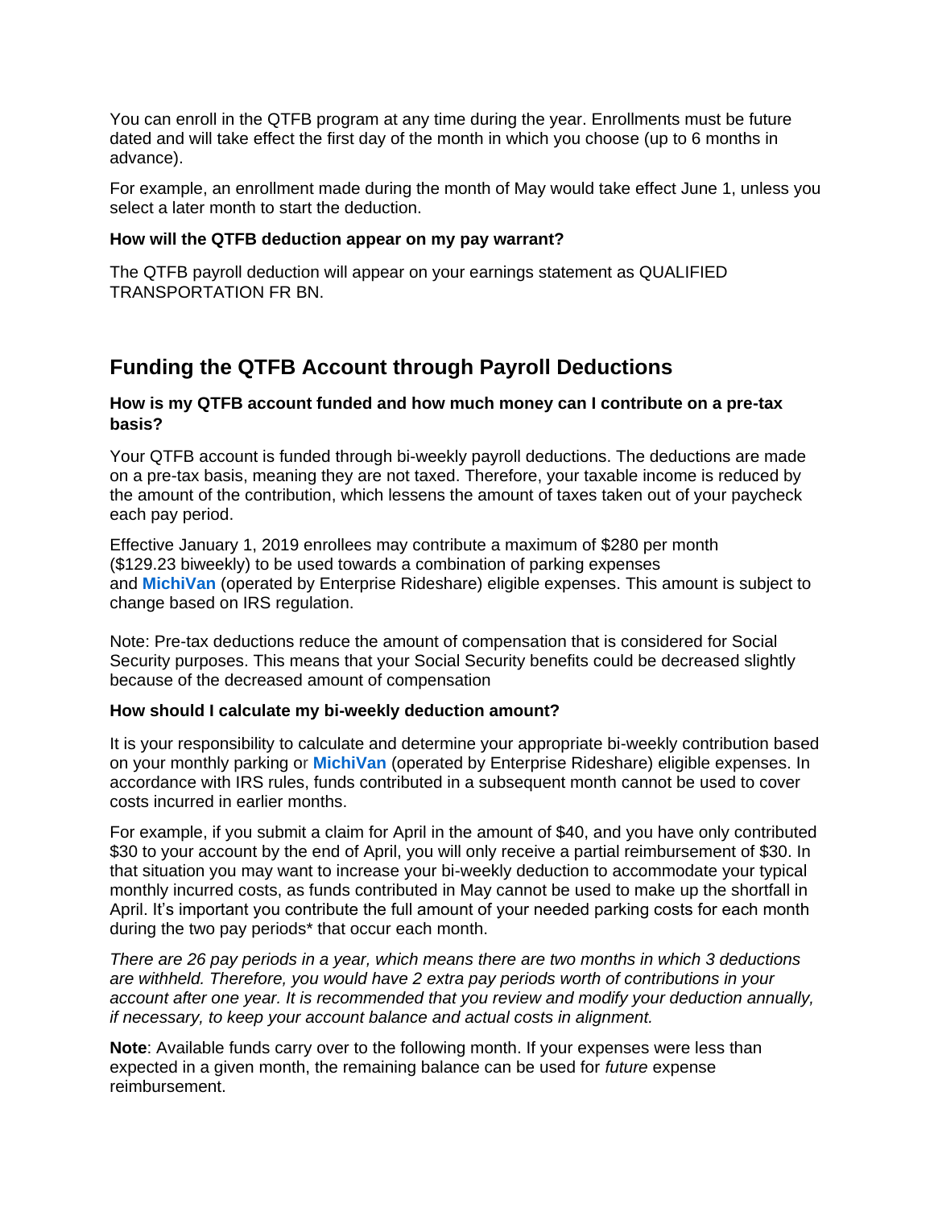You can enroll in the QTFB program at any time during the year. Enrollments must be future dated and will take effect the first day of the month in which you choose (up to 6 months in advance).

For example, an enrollment made during the month of May would take effect June 1, unless you select a later month to start the deduction.

**How will the QTFB deduction appear on my pay warrant?**

The QTFB payroll deduction will appear on your earnings statement as QUALIFIED TRANSPORTATION FR BN.

## Funding the QTFB Account through Payroll Deductions

**How is my QTFB account funded and how much money can I contribute on a pre-tax basis?**

Your QTFB account is funded through bi-weekly payroll deductions. The deductions are made on a pre-tax basis, meaning they are not taxed. Therefore, your taxable income is reduced by the amount of the contribution, which lessens the amount of taxes taken out of your paycheck each pay period.

Effective January 1, 2019 enrollees may contribute a maximum of $280 per month ($129.23 biweekly) to be used towards a combination of parking expenses and **MichiVan** (operated by Enterprise Rideshare) eligible expenses. This amount is subject to change based on IRS regulation.

Note: Pre-tax deductions reduce the amount of compensation that is considered for Social Security purposes. This means that your Social Security benefits could be decreased slightly because of the decreased amount of compensation

**How should I calculate my bi-weekly deduction amount?**

It is your responsibility to calculate and determine your appropriate bi-weekly contribution based on your monthly parking or **MichiVan** (operated by Enterprise Rideshare) eligible expenses. In accordance with IRS rules, funds contributed in a subsequent month cannot be used to cover costs incurred in earlier months.

For example, if you submit a claim for April in the amount of $40, and you have only contributed $30 to your account by the end of April, you will only receive a partial reimbursement of $30. In that situation you may want to increase your bi-weekly deduction to accommodate your typical monthly incurred costs, as funds contributed in May cannot be used to make up the shortfall in April. It's important you contribute the full amount of your needed parking costs for each month during the two pay periods* that occur each month.

*There are 26 pay periods in a year, which means there are two months in which 3 deductions are withheld. Therefore, you would have 2 extra pay periods worth of contributions in your account after one year. It is recommended that you review and modify your deduction annually, if necessary, to keep your account balance and actual costs in alignment.*

**Note**: Available funds carry over to the following month. If your expenses were less than expected in a given month, the remaining balance can be used for *future* expense reimbursement.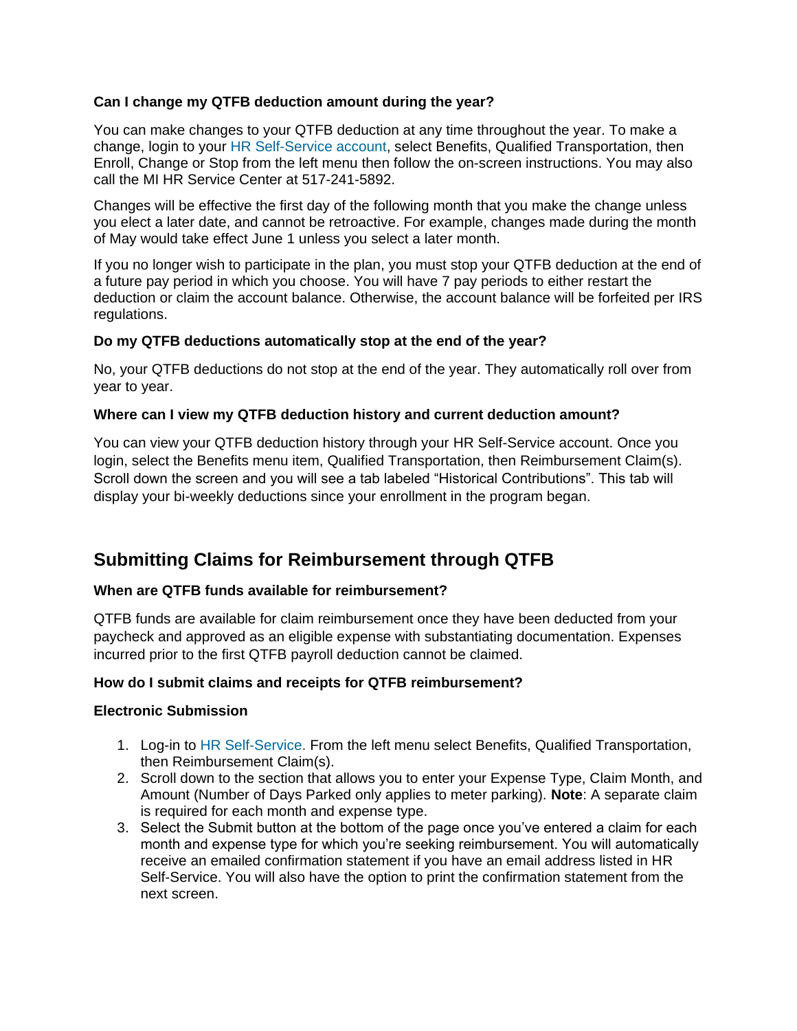**Can I change my QTFB deduction amount during the year?**

You can make changes to your QTFB deduction at any time throughout the year. To make a change, login to your HR Self-Service account, select Benefits, Qualified Transportation, then Enroll, Change or Stop from the left menu then follow the on-screen instructions. You may also call the MI HR Service Center at 517-241-5892.

Changes will be effective the first day of the following month that you make the change unless you elect a later date, and cannot be retroactive. For example, changes made during the month of May would take effect June 1 unless you select a later month.

If you no longer wish to participate in the plan, you must stop your QTFB deduction at the end of a future pay period in which you choose. You will have 7 pay periods to either restart the deduction or claim the account balance. Otherwise, the account balance will be forfeited per IRS regulations.

**Do my QTFB deductions automatically stop at the end of the year?**

No, your QTFB deductions do not stop at the end of the year. They automatically roll over from year to year.

**Where can I view my QTFB deduction history and current deduction amount?**

You can view your QTFB deduction history through your HR Self-Service account. Once you login, select the Benefits menu item, Qualified Transportation, then Reimbursement Claim(s). Scroll down the screen and you will see a tab labeled "Historical Contributions". This tab will display your bi-weekly deductions since your enrollment in the program began.

## Submitting Claims for Reimbursement through QTFB

**When are QTFB funds available for reimbursement?**

QTFB funds are available for claim reimbursement once they have been deducted from your paycheck and approved as an eligible expense with substantiating documentation. Expenses incurred prior to the first QTFB payroll deduction cannot be claimed.

**How do I submit claims and receipts for QTFB reimbursement?**

**Electronic Submission**

1. Log-in to HR Self-Service. From the left menu select Benefits, Qualified Transportation, then Reimbursement Claim(s).
2. Scroll down to the section that allows you to enter your Expense Type, Claim Month, and Amount (Number of Days Parked only applies to meter parking). **Note**: A separate claim is required for each month and expense type.
3. Select the Submit button at the bottom of the page once you've entered a claim for each month and expense type for which you're seeking reimbursement. You will automatically receive an emailed confirmation statement if you have an email address listed in HR Self-Service. You will also have the option to print the confirmation statement from the next screen.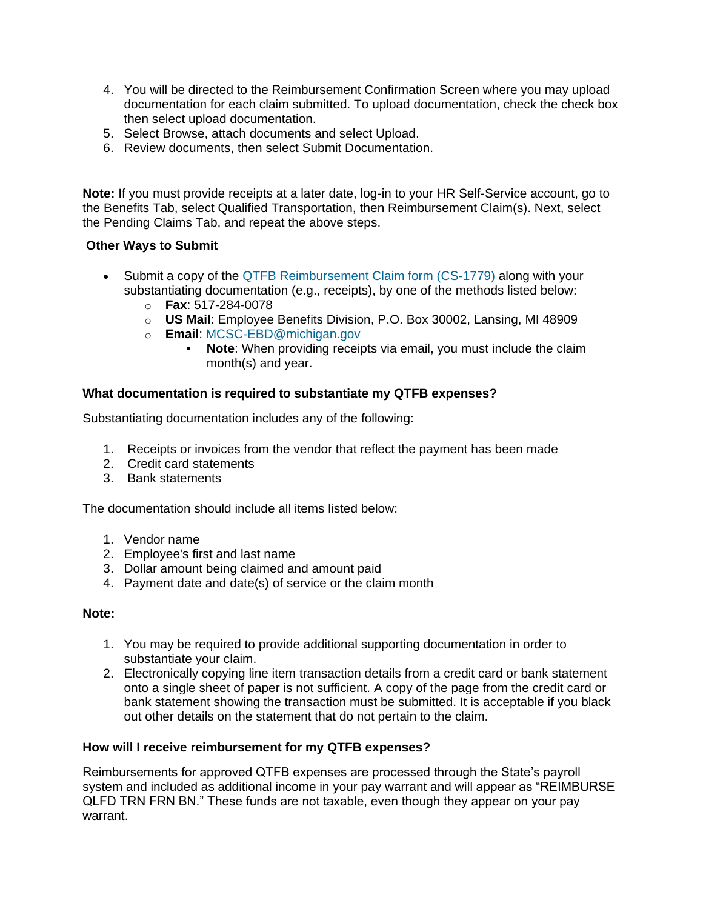4. You will be directed to the Reimbursement Confirmation Screen where you may upload documentation for each claim submitted. To upload documentation, check the check box then select upload documentation.
5. Select Browse, attach documents and select Upload.
6. Review documents, then select Submit Documentation.

**Note:** If you must provide receipts at a later date, log-in to your HR Self-Service account, go to the Benefits Tab, select Qualified Transportation, then Reimbursement Claim(s). Next, select the Pending Claims Tab, and repeat the above steps.

**Other Ways to Submit**

- Submit a copy of the QTFB Reimbursement Claim form (CS-1779) along with your substantiating documentation (e.g., receipts), by one of the methods listed below:
  - **Fax**: 517-284-0078
  - **US Mail**: Employee Benefits Division, P.O. Box 30002, Lansing, MI 48909
  - **Email**: MCSC-EBD@michigan.gov
    - **Note**: When providing receipts via email, you must include the claim month(s) and year.

**What documentation is required to substantiate my QTFB expenses?**

Substantiating documentation includes any of the following:

1. Receipts or invoices from the vendor that reflect the payment has been made
2. Credit card statements
3. Bank statements

The documentation should include all items listed below:

1. Vendor name
2. Employee's first and last name
3. Dollar amount being claimed and amount paid
4. Payment date and date(s) of service or the claim month

**Note:**

1. You may be required to provide additional supporting documentation in order to substantiate your claim.
2. Electronically copying line item transaction details from a credit card or bank statement onto a single sheet of paper is not sufficient. A copy of the page from the credit card or bank statement showing the transaction must be submitted. It is acceptable if you black out other details on the statement that do not pertain to the claim.

**How will I receive reimbursement for my QTFB expenses?**

Reimbursements for approved QTFB expenses are processed through the State's payroll system and included as additional income in your pay warrant and will appear as "REIMBURSE QLFD TRN FRN BN." These funds are not taxable, even though they appear on your pay warrant.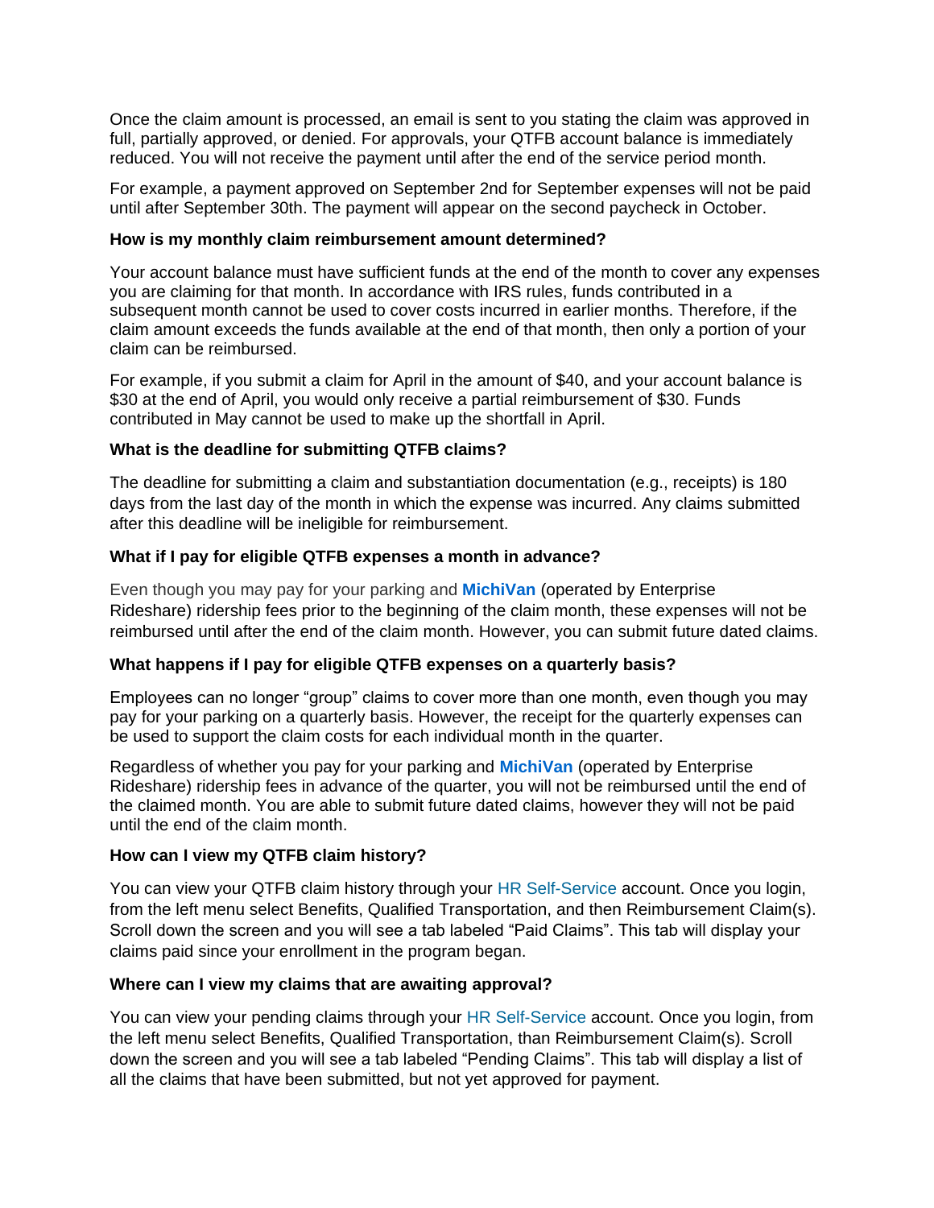Once the claim amount is processed, an email is sent to you stating the claim was approved in full, partially approved, or denied. For approvals, your QTFB account balance is immediately reduced. You will not receive the payment until after the end of the service period month.

For example, a payment approved on September 2nd for September expenses will not be paid until after September 30th. The payment will appear on the second paycheck in October.

**How is my monthly claim reimbursement amount determined?**

Your account balance must have sufficient funds at the end of the month to cover any expenses you are claiming for that month. In accordance with IRS rules, funds contributed in a subsequent month cannot be used to cover costs incurred in earlier months. Therefore, if the claim amount exceeds the funds available at the end of that month, then only a portion of your claim can be reimbursed.

For example, if you submit a claim for April in the amount of $40, and your account balance is $30 at the end of April, you would only receive a partial reimbursement of $30. Funds contributed in May cannot be used to make up the shortfall in April.

**What is the deadline for submitting QTFB claims?**

The deadline for submitting a claim and substantiation documentation (e.g., receipts) is 180 days from the last day of the month in which the expense was incurred. Any claims submitted after this deadline will be ineligible for reimbursement.

**What if I pay for eligible QTFB expenses a month in advance?**

Even though you may pay for your parking and **MichiVan** (operated by Enterprise Rideshare) ridership fees prior to the beginning of the claim month, these expenses will not be reimbursed until after the end of the claim month. However, you can submit future dated claims.

**What happens if I pay for eligible QTFB expenses on a quarterly basis?**

Employees can no longer "group" claims to cover more than one month, even though you may pay for your parking on a quarterly basis. However, the receipt for the quarterly expenses can be used to support the claim costs for each individual month in the quarter.

Regardless of whether you pay for your parking and **MichiVan** (operated by Enterprise Rideshare) ridership fees in advance of the quarter, you will not be reimbursed until the end of the claimed month. You are able to submit future dated claims, however they will not be paid until the end of the claim month.

**How can I view my QTFB claim history?**

You can view your QTFB claim history through your HR Self-Service account. Once you login, from the left menu select Benefits, Qualified Transportation, and then Reimbursement Claim(s). Scroll down the screen and you will see a tab labeled "Paid Claims". This tab will display your claims paid since your enrollment in the program began.

**Where can I view my claims that are awaiting approval?**

You can view your pending claims through your HR Self-Service account. Once you login, from the left menu select Benefits, Qualified Transportation, than Reimbursement Claim(s). Scroll down the screen and you will see a tab labeled "Pending Claims". This tab will display a list of all the claims that have been submitted, but not yet approved for payment.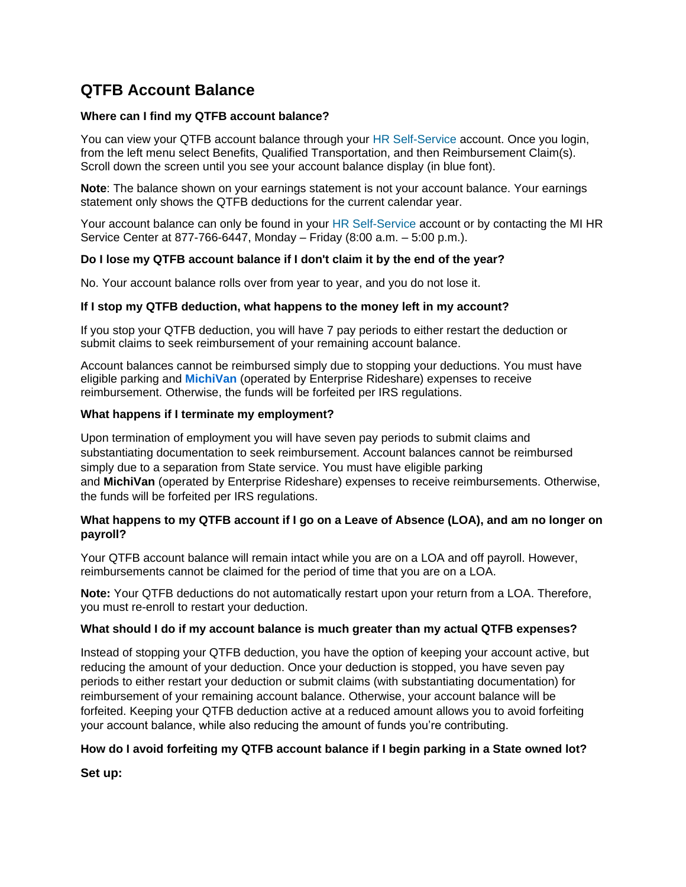## QTFB Account Balance

**Where can I find my QTFB account balance?**

You can view your QTFB account balance through your HR Self-Service account. Once you login, from the left menu select Benefits, Qualified Transportation, and then Reimbursement Claim(s). Scroll down the screen until you see your account balance display (in blue font).

**Note**: The balance shown on your earnings statement is not your account balance. Your earnings statement only shows the QTFB deductions for the current calendar year.

Your account balance can only be found in your HR Self-Service account or by contacting the MI HR Service Center at 877-766-6447, Monday – Friday (8:00 a.m. – 5:00 p.m.).

**Do I lose my QTFB account balance if I don't claim it by the end of the year?**

No. Your account balance rolls over from year to year, and you do not lose it.

**If I stop my QTFB deduction, what happens to the money left in my account?**

If you stop your QTFB deduction, you will have 7 pay periods to either restart the deduction or submit claims to seek reimbursement of your remaining account balance.

Account balances cannot be reimbursed simply due to stopping your deductions. You must have eligible parking and **MichiVan** (operated by Enterprise Rideshare) expenses to receive reimbursement. Otherwise, the funds will be forfeited per IRS regulations.

**What happens if I terminate my employment?**

Upon termination of employment you will have seven pay periods to submit claims and substantiating documentation to seek reimbursement. Account balances cannot be reimbursed simply due to a separation from State service. You must have eligible parking and **MichiVan** (operated by Enterprise Rideshare) expenses to receive reimbursements. Otherwise, the funds will be forfeited per IRS regulations.

**What happens to my QTFB account if I go on a Leave of Absence (LOA), and am no longer on payroll?**

Your QTFB account balance will remain intact while you are on a LOA and off payroll. However, reimbursements cannot be claimed for the period of time that you are on a LOA.

**Note:** Your QTFB deductions do not automatically restart upon your return from a LOA. Therefore, you must re-enroll to restart your deduction.

**What should I do if my account balance is much greater than my actual QTFB expenses?**

Instead of stopping your QTFB deduction, you have the option of keeping your account active, but reducing the amount of your deduction. Once your deduction is stopped, you have seven pay periods to either restart your deduction or submit claims (with substantiating documentation) for reimbursement of your remaining account balance. Otherwise, your account balance will be forfeited. Keeping your QTFB deduction active at a reduced amount allows you to avoid forfeiting your account balance, while also reducing the amount of funds you're contributing.

**How do I avoid forfeiting my QTFB account balance if I begin parking in a State owned lot?**

**Set up:**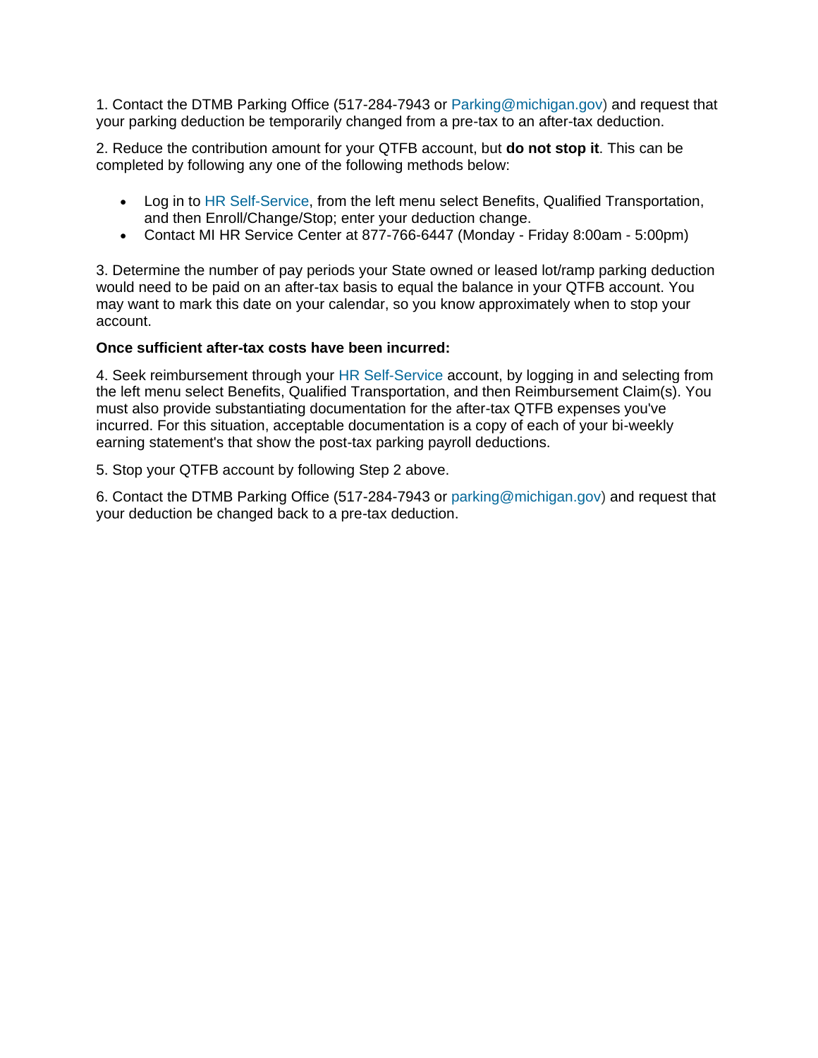1. Contact the DTMB Parking Office (517-284-7943 or Parking@michigan.gov) and request that your parking deduction be temporarily changed from a pre-tax to an after-tax deduction.

2. Reduce the contribution amount for your QTFB account, but **do not stop it**. This can be completed by following any one of the following methods below:

- Log in to HR Self-Service, from the left menu select Benefits, Qualified Transportation, and then Enroll/Change/Stop; enter your deduction change.
- Contact MI HR Service Center at 877-766-6447 (Monday - Friday 8:00am - 5:00pm)

3. Determine the number of pay periods your State owned or leased lot/ramp parking deduction would need to be paid on an after-tax basis to equal the balance in your QTFB account. You may want to mark this date on your calendar, so you know approximately when to stop your account.

**Once sufficient after-tax costs have been incurred:**

4. Seek reimbursement through your HR Self-Service account, by logging in and selecting from the left menu select Benefits, Qualified Transportation, and then Reimbursement Claim(s). You must also provide substantiating documentation for the after-tax QTFB expenses you've incurred. For this situation, acceptable documentation is a copy of each of your bi-weekly earning statement's that show the post-tax parking payroll deductions.

5. Stop your QTFB account by following Step 2 above.

6. Contact the DTMB Parking Office (517-284-7943 or parking@michigan.gov) and request that your deduction be changed back to a pre-tax deduction.